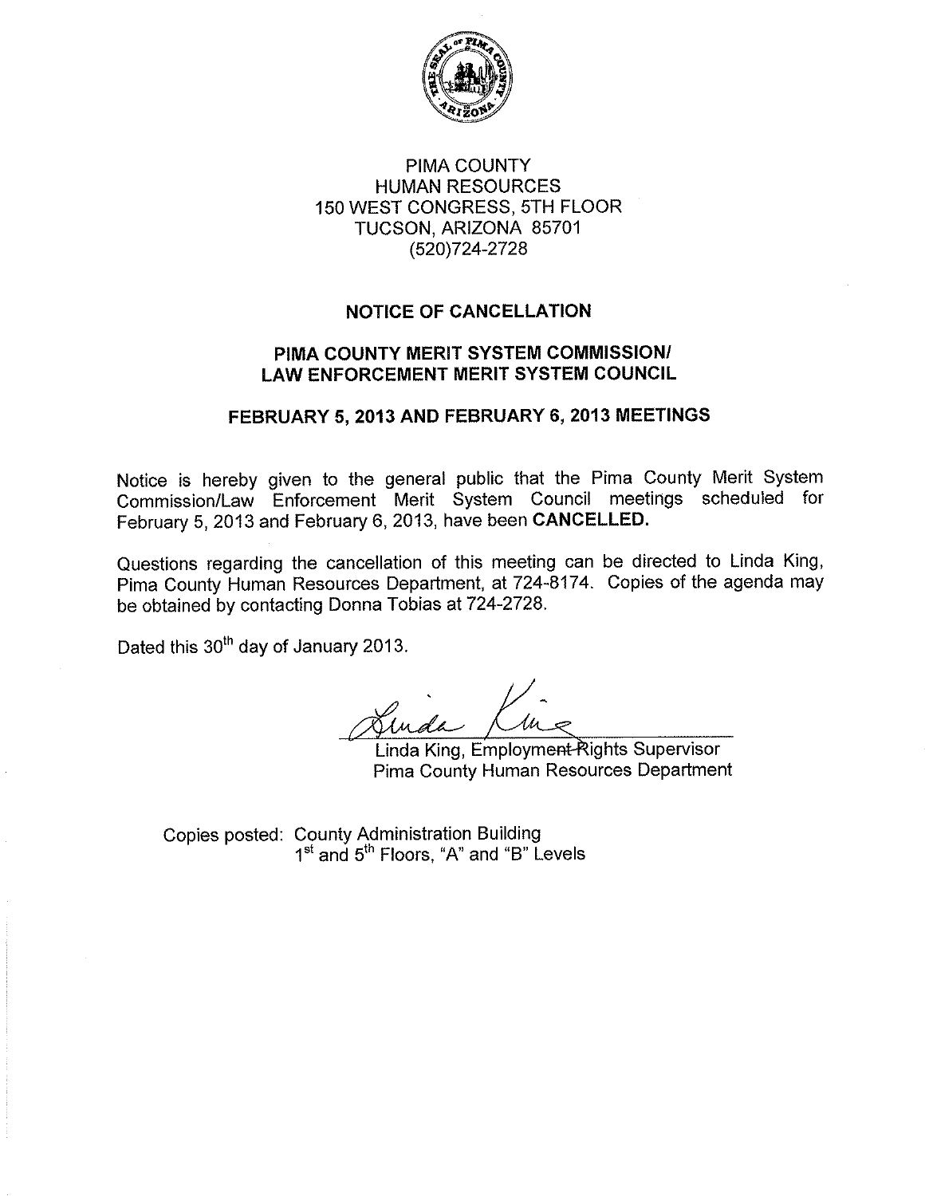PIMA COUNTY
HUMAN RESOURCES
150 WEST CONGRESS, 5TH FLOOR
TUCSON, ARIZONA 85701
(520)724-2728

## NOTICE OF CANCELLATION

## PIMA COUNTY MERIT SYSTEM COMMISSION/ LAW ENFORCEMENT MERIT SYSTEM COUNCIL

## FEBRUARY 5, 2013 AND FEBRUARY 6, 2013 MEETINGS

Notice is hereby given to the general public that the Pima County Merit System Commission/Law Enforcement Merit System Council meetings scheduled for February 5, 2013 and February 6, 2013, have been **CANCELLED.**

Questions regarding the cancellation of this meeting can be directed to Linda King, Pima County Human Resources Department, at 724-8174. Copies of the agenda may be obtained by contacting Donna Tobias at 724-2728.

Dated this 30th day of January 2013.

Linda King, Employment Rights Supervisor
Pima County Human Resources Department

Copies posted: County Administration Building
1st and 5th Floors, "A" and "B" Levels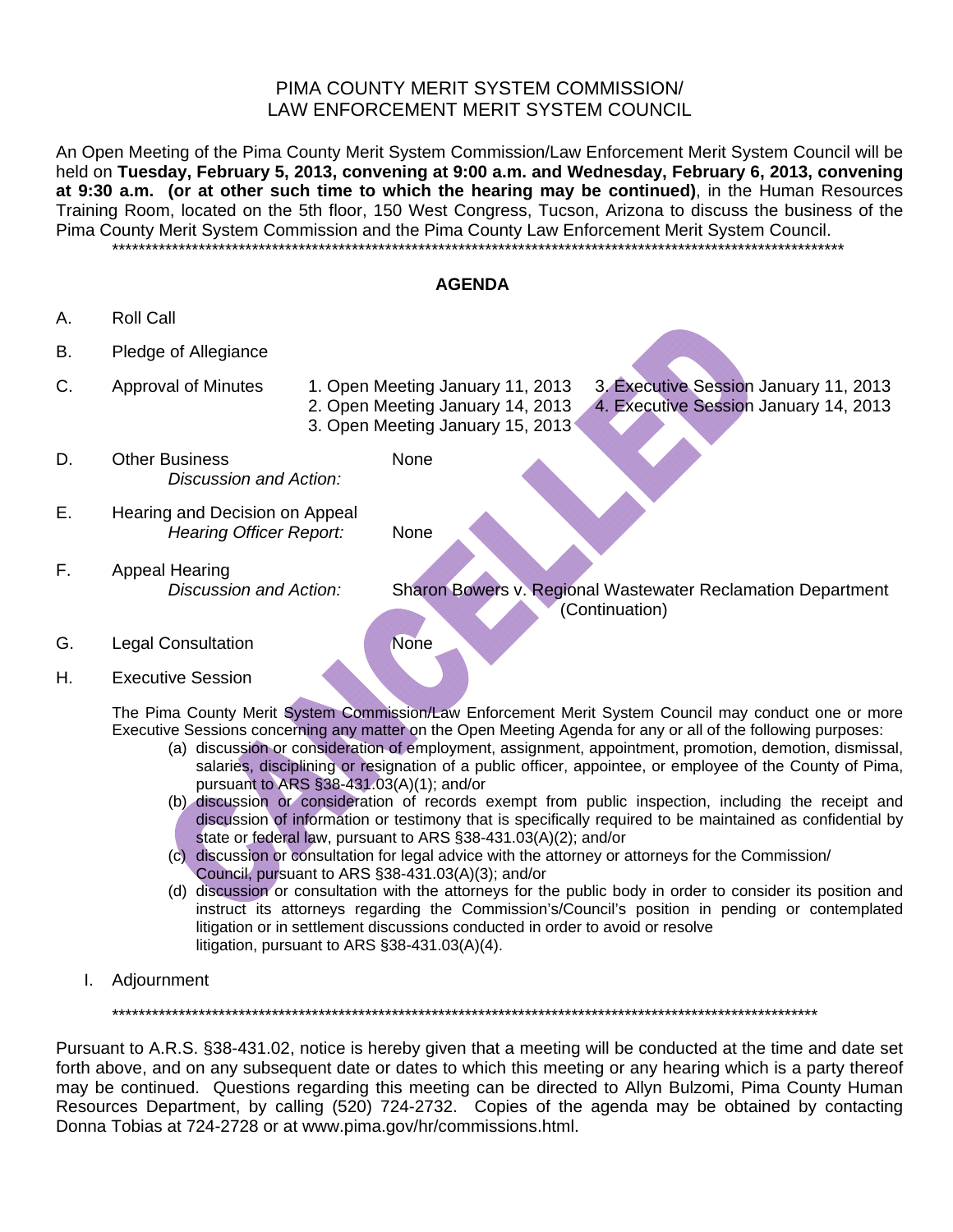# PIMA COUNTY MERIT SYSTEM COMMISSION/
# LAW ENFORCEMENT MERIT SYSTEM COUNCIL

An Open Meeting of the Pima County Merit System Commission/Law Enforcement Merit System Council will be held on **Tuesday, February 5, 2013, convening at 9:00 a.m. and Wednesday, February 6, 2013, convening at 9:30 a.m. (or at other such time to which the hearing may be continued)**, in the Human Resources Training Room, located on the 5th floor, 150 West Congress, Tucson, Arizona to discuss the business of the Pima County Merit System Commission and the Pima County Law Enforcement Merit System Council.

*****************************************************************************************************************

CANCELLED

## AGENDA

A. Roll Call

B. Pledge of Allegiance

C. Approval of Minutes
1. Open Meeting January 11, 2013
2. Open Meeting January 14, 2013
3. Open Meeting January 15, 2013
3. Executive Session January 11, 2013
4. Executive Session January 14, 2013

D. Other Business
*Discussion and Action:* None

E. Hearing and Decision on Appeal
*Hearing Officer Report:* None

F. Appeal Hearing
*Discussion and Action:* Sharon Bowers v. Regional Wastewater Reclamation Department (Continuation)

G. Legal Consultation None

H. Executive Session

The Pima County Merit System Commission/Law Enforcement Merit System Council may conduct one or more Executive Sessions concerning any matter on the Open Meeting Agenda for any or all of the following purposes:

(a) discussion or consideration of employment, assignment, appointment, promotion, demotion, dismissal, salaries, disciplining or resignation of a public officer, appointee, or employee of the County of Pima, pursuant to ARS §38-431.03(A)(1); and/or

(b) discussion or consideration of records exempt from public inspection, including the receipt and discussion of information or testimony that is specifically required to be maintained as confidential by state or federal law, pursuant to ARS §38-431.03(A)(2); and/or

(c) discussion or consultation for legal advice with the attorney or attorneys for the Commission/ Council, pursuant to ARS §38-431.03(A)(3); and/or

(d) discussion or consultation with the attorneys for the public body in order to consider its position and instruct its attorneys regarding the Commission's/Council's position in pending or contemplated litigation or in settlement discussions conducted in order to avoid or resolve litigation, pursuant to ARS §38-431.03(A)(4).

I. Adjournment

*****************************************************************************************************************

Pursuant to A.R.S. §38-431.02, notice is hereby given that a meeting will be conducted at the time and date set forth above, and on any subsequent date or dates to which this meeting or any hearing which is a party thereof may be continued. Questions regarding this meeting can be directed to Allyn Bulzomi, Pima County Human Resources Department, by calling (520) 724-2732. Copies of the agenda may be obtained by contacting Donna Tobias at 724-2728 or at www.pima.gov/hr/commissions.html.